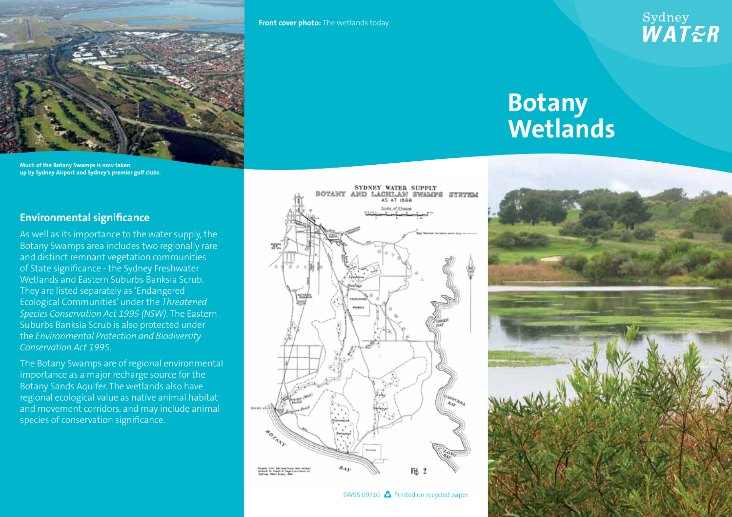Much of the Botany Swamps is now taken up by Sydney Airport and Sydney's premier golf clubs.

## Environmental significance

As well as its importance to the water supply, the Botany Swamps area includes two regionally rare and distinct remnant vegetation communities of State significance - the Sydney Freshwater Wetlands and Eastern Suburbs Banksia Scrub. They are listed separately as 'Endangered Ecological Communities' under the *Threatened Species Conservation Act 1995 (NSW)*. The Eastern Suburbs Banksia Scrub is also protected under the *Environmental Protection and Biodiversity Conservation Act 1995*.

The Botany Swamps are of regional environmental importance as a major recharge source for the Botany Sands Aquifer. The wetlands also have regional ecological value as native animal habitat and movement corridors, and may include animal species of conservation significance.

**Front cover photo:** The wetlands today.

Sydney WATER

# Botany Wetlands

SYDNEY WATER SUPPLY
BOTANY AND LACHLAN SWAMPS SYSTEM
AS AT 1866

Fig. 2

SW95 09/10 Printed on recycled paper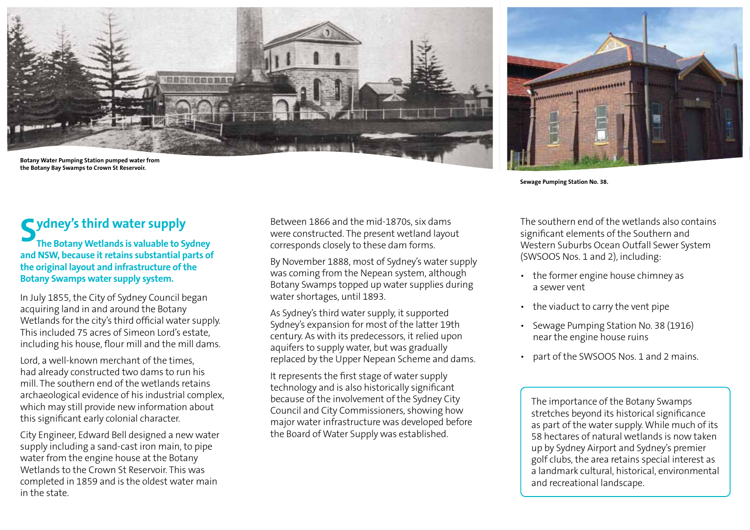Botany Water Pumping Station pumped water from the Botany Bay Swamps to Crown St Reservoir.

Sewage Pumping Station No. 38.

## Sydney's third water supply

**The Botany Wetlands is valuable to Sydney and NSW, because it retains substantial parts of the original layout and infrastructure of the Botany Swamps water supply system.**

In July 1855, the City of Sydney Council began acquiring land in and around the Botany Wetlands for the city's third official water supply. This included 75 acres of Simeon Lord's estate, including his house, flour mill and the mill dams.

Lord, a well-known merchant of the times, had already constructed two dams to run his mill. The southern end of the wetlands retains archaeological evidence of his industrial complex, which may still provide new information about this significant early colonial character.

City Engineer, Edward Bell designed a new water supply including a sand-cast iron main, to pipe water from the engine house at the Botany Wetlands to the Crown St Reservoir. This was completed in 1859 and is the oldest water main in the state.

Between 1866 and the mid-1870s, six dams were constructed. The present wetland layout corresponds closely to these dam forms.

By November 1888, most of Sydney's water supply was coming from the Nepean system, although Botany Swamps topped up water supplies during water shortages, until 1893.

As Sydney's third water supply, it supported Sydney's expansion for most of the latter 19th century. As with its predecessors, it relied upon aquifers to supply water, but was gradually replaced by the Upper Nepean Scheme and dams.

It represents the first stage of water supply technology and is also historically significant because of the involvement of the Sydney City Council and City Commissioners, showing how major water infrastructure was developed before the Board of Water Supply was established.

The southern end of the wetlands also contains significant elements of the Southern and Western Suburbs Ocean Outfall Sewer System (SWSOOS Nos. 1 and 2), including:

- the former engine house chimney as a sewer vent
- the viaduct to carry the vent pipe
- Sewage Pumping Station No. 38 (1916) near the engine house ruins
- part of the SWSOOS Nos. 1 and 2 mains.

The importance of the Botany Swamps stretches beyond its historical significance as part of the water supply. While much of its 58 hectares of natural wetlands is now taken up by Sydney Airport and Sydney's premier golf clubs, the area retains special interest as a landmark cultural, historical, environmental and recreational landscape.